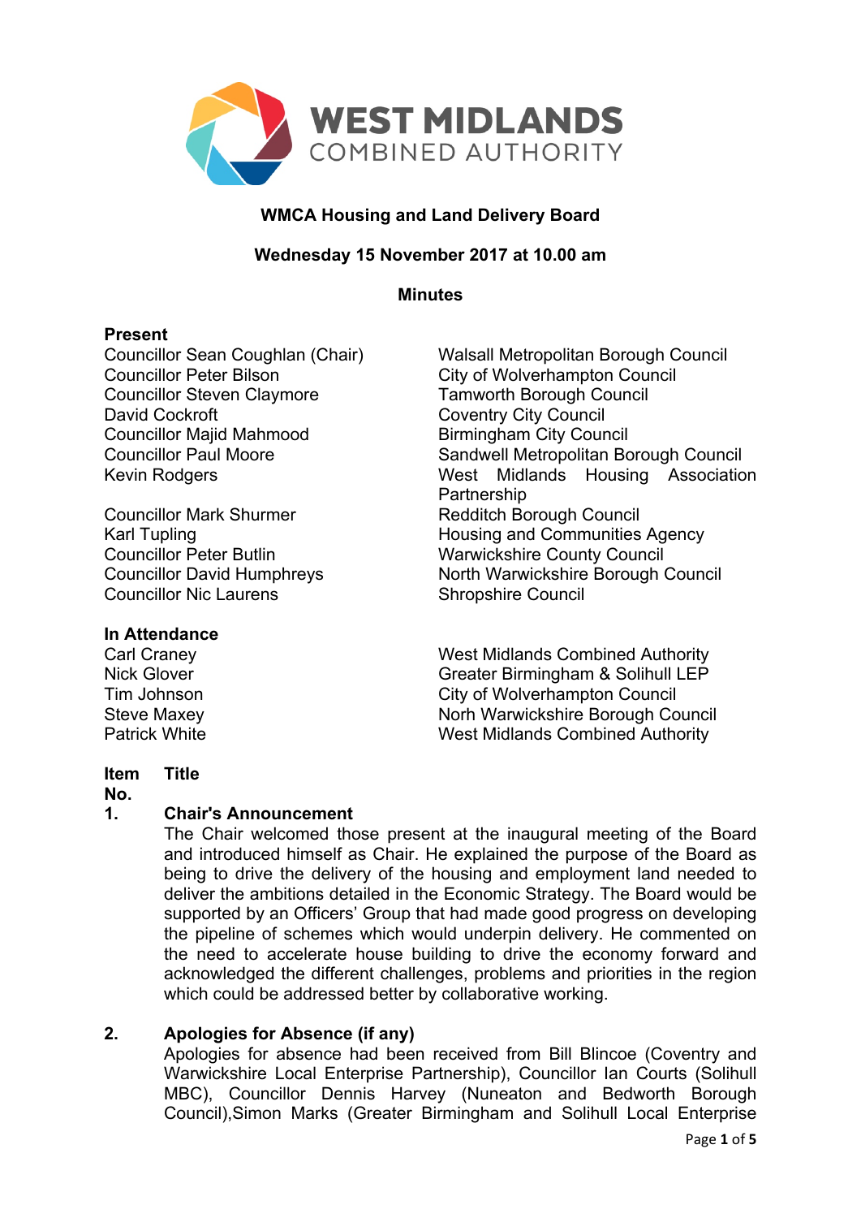**WMCA Housing and Land Delivery Board**

**Wednesday 15 November 2017 at 10.00 am**

**Minutes**

**Present**

| | |
|---|---|
| Councillor Sean Coughlan (Chair) | Walsall Metropolitan Borough Council |
| Councillor Peter Bilson | City of Wolverhampton Council |
| Councillor Steven Claymore | Tamworth Borough Council |
| David Cockroft | Coventry City Council |
| Councillor Majid Mahmood | Birmingham City Council |
| Councillor Paul Moore | Sandwell Metropolitan Borough Council |
| Kevin Rodgers | West Midlands Housing Association Partnership |
| Councillor Mark Shurmer | Redditch Borough Council |
| Karl Tupling | Housing and Communities Agency |
| Councillor Peter Butlin | Warwickshire County Council |
| Councillor David Humphreys | North Warwickshire Borough Council |
| Councillor Nic Laurens | Shropshire Council |

**In Attendance**

| | |
|---|---|
| Carl Craney | West Midlands Combined Authority |
| Nick Glover | Greater Birmingham & Solihull LEP |
| Tim Johnson | City of Wolverhampton Council |
| Steve Maxey | Norh Warwickshire Borough Council |
| Patrick White | West Midlands Combined Authority |

**Item No. Title**

**1. Chair's Announcement**

The Chair welcomed those present at the inaugural meeting of the Board and introduced himself as Chair. He explained the purpose of the Board as being to drive the delivery of the housing and employment land needed to deliver the ambitions detailed in the Economic Strategy. The Board would be supported by an Officers' Group that had made good progress on developing the pipeline of schemes which would underpin delivery. He commented on the need to accelerate house building to drive the economy forward and acknowledged the different challenges, problems and priorities in the region which could be addressed better by collaborative working.

**2. Apologies for Absence (if any)**

Apologies for absence had been received from Bill Blincoe (Coventry and Warwickshire Local Enterprise Partnership), Councillor Ian Courts (Solihull MBC), Councillor Dennis Harvey (Nuneaton and Bedworth Borough Council),Simon Marks (Greater Birmingham and Solihull Local Enterprise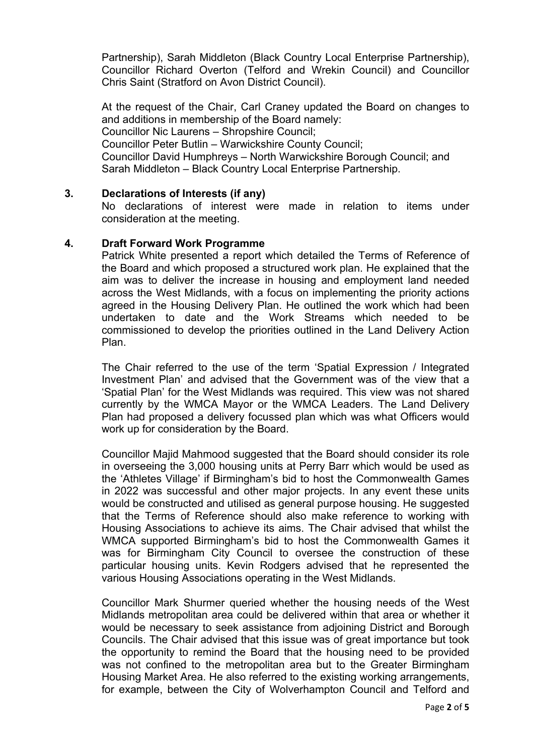Partnership), Sarah Middleton (Black Country Local Enterprise Partnership), Councillor Richard Overton (Telford and Wrekin Council) and Councillor Chris Saint (Stratford on Avon District Council).

At the request of the Chair, Carl Craney updated the Board on changes to and additions in membership of the Board namely:
Councillor Nic Laurens – Shropshire Council;
Councillor Peter Butlin – Warwickshire County Council;
Councillor David Humphreys – North Warwickshire Borough Council; and
Sarah Middleton – Black Country Local Enterprise Partnership.

## 3. Declarations of Interests (if any)

No declarations of interest were made in relation to items under consideration at the meeting.

## 4. Draft Forward Work Programme

Patrick White presented a report which detailed the Terms of Reference of the Board and which proposed a structured work plan. He explained that the aim was to deliver the increase in housing and employment land needed across the West Midlands, with a focus on implementing the priority actions agreed in the Housing Delivery Plan. He outlined the work which had been undertaken to date and the Work Streams which needed to be commissioned to develop the priorities outlined in the Land Delivery Action Plan.

The Chair referred to the use of the term 'Spatial Expression / Integrated Investment Plan' and advised that the Government was of the view that a 'Spatial Plan' for the West Midlands was required. This view was not shared currently by the WMCA Mayor or the WMCA Leaders. The Land Delivery Plan had proposed a delivery focussed plan which was what Officers would work up for consideration by the Board.

Councillor Majid Mahmood suggested that the Board should consider its role in overseeing the 3,000 housing units at Perry Barr which would be used as the 'Athletes Village' if Birmingham's bid to host the Commonwealth Games in 2022 was successful and other major projects. In any event these units would be constructed and utilised as general purpose housing. He suggested that the Terms of Reference should also make reference to working with Housing Associations to achieve its aims. The Chair advised that whilst the WMCA supported Birmingham's bid to host the Commonwealth Games it was for Birmingham City Council to oversee the construction of these particular housing units. Kevin Rodgers advised that he represented the various Housing Associations operating in the West Midlands.

Councillor Mark Shurmer queried whether the housing needs of the West Midlands metropolitan area could be delivered within that area or whether it would be necessary to seek assistance from adjoining District and Borough Councils. The Chair advised that this issue was of great importance but took the opportunity to remind the Board that the housing need to be provided was not confined to the metropolitan area but to the Greater Birmingham Housing Market Area. He also referred to the existing working arrangements, for example, between the City of Wolverhampton Council and Telford and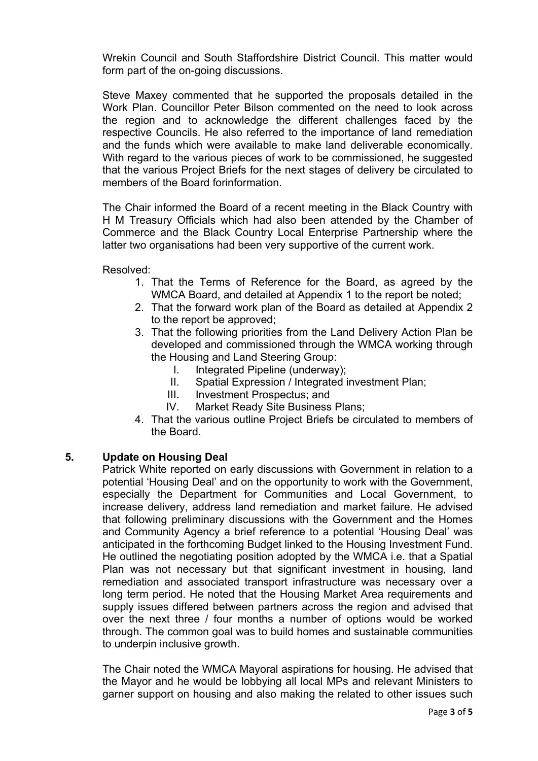Wrekin Council and South Staffordshire District Council. This matter would form part of the on-going discussions.

Steve Maxey commented that he supported the proposals detailed in the Work Plan. Councillor Peter Bilson commented on the need to look across the region and to acknowledge the different challenges faced by the respective Councils. He also referred to the importance of land remediation and the funds which were available to make land deliverable economically. With regard to the various pieces of work to be commissioned, he suggested that the various Project Briefs for the next stages of delivery be circulated to members of the Board forinformation.

The Chair informed the Board of a recent meeting in the Black Country with H M Treasury Officials which had also been attended by the Chamber of Commerce and the Black Country Local Enterprise Partnership where the latter two organisations had been very supportive of the current work.

Resolved:

1. That the Terms of Reference for the Board, as agreed by the WMCA Board, and detailed at Appendix 1 to the report be noted;
2. That the forward work plan of the Board as detailed at Appendix 2 to the report be approved;
3. That the following priorities from the Land Delivery Action Plan be developed and commissioned through the WMCA working through the Housing and Land Steering Group:
   I. Integrated Pipeline (underway);
   II. Spatial Expression / Integrated investment Plan;
   III. Investment Prospectus; and
   IV. Market Ready Site Business Plans;
4. That the various outline Project Briefs be circulated to members of the Board.

## 5. Update on Housing Deal

Patrick White reported on early discussions with Government in relation to a potential 'Housing Deal' and on the opportunity to work with the Government, especially the Department for Communities and Local Government, to increase delivery, address land remediation and market failure. He advised that following preliminary discussions with the Government and the Homes and Community Agency a brief reference to a potential 'Housing Deal' was anticipated in the forthcoming Budget linked to the Housing Investment Fund. He outlined the negotiating position adopted by the WMCA i.e. that a Spatial Plan was not necessary but that significant investment in housing, land remediation and associated transport infrastructure was necessary over a long term period. He noted that the Housing Market Area requirements and supply issues differed between partners across the region and advised that over the next three / four months a number of options would be worked through. The common goal was to build homes and sustainable communities to underpin inclusive growth.

The Chair noted the WMCA Mayoral aspirations for housing. He advised that the Mayor and he would be lobbying all local MPs and relevant Ministers to garner support on housing and also making the related to other issues such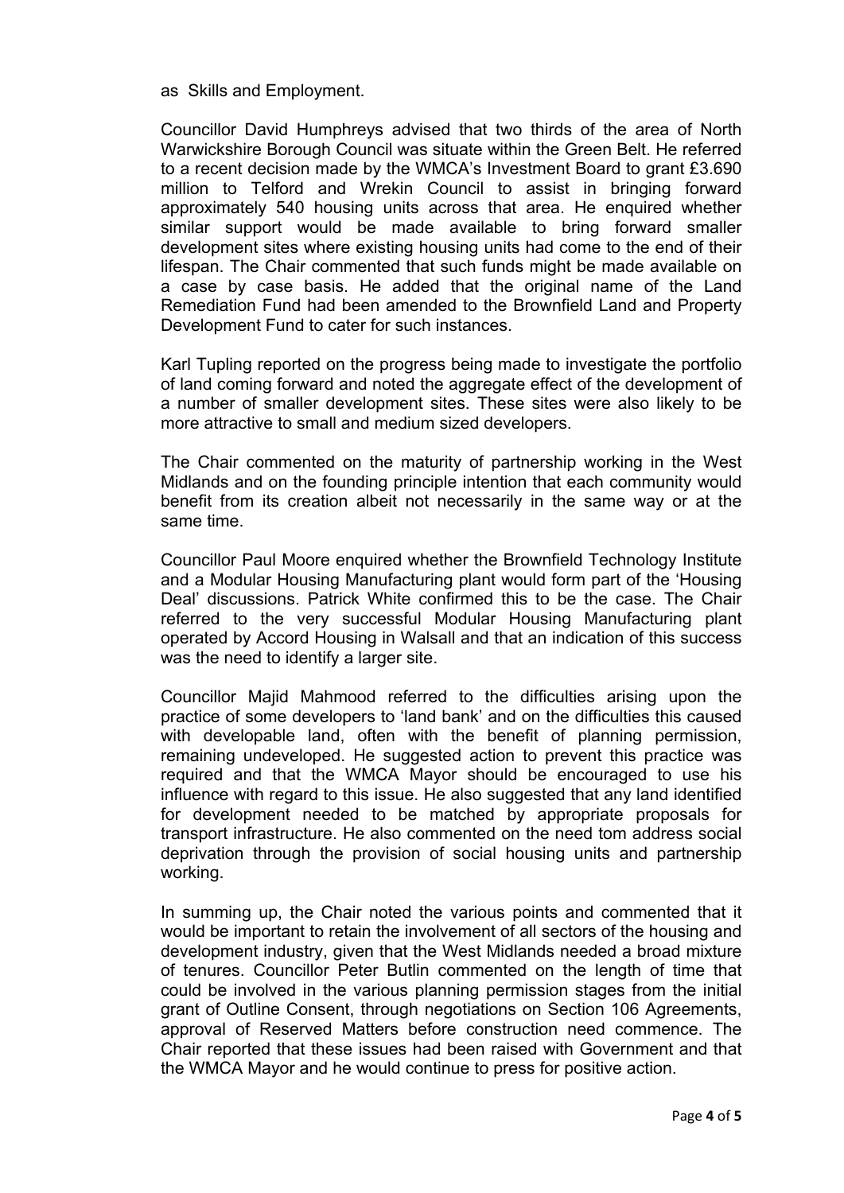as Skills and Employment.

Councillor David Humphreys advised that two thirds of the area of North Warwickshire Borough Council was situate within the Green Belt. He referred to a recent decision made by the WMCA's Investment Board to grant £3.690 million to Telford and Wrekin Council to assist in bringing forward approximately 540 housing units across that area. He enquired whether similar support would be made available to bring forward smaller development sites where existing housing units had come to the end of their lifespan. The Chair commented that such funds might be made available on a case by case basis. He added that the original name of the Land Remediation Fund had been amended to the Brownfield Land and Property Development Fund to cater for such instances.

Karl Tupling reported on the progress being made to investigate the portfolio of land coming forward and noted the aggregate effect of the development of a number of smaller development sites. These sites were also likely to be more attractive to small and medium sized developers.

The Chair commented on the maturity of partnership working in the West Midlands and on the founding principle intention that each community would benefit from its creation albeit not necessarily in the same way or at the same time.

Councillor Paul Moore enquired whether the Brownfield Technology Institute and a Modular Housing Manufacturing plant would form part of the 'Housing Deal' discussions. Patrick White confirmed this to be the case. The Chair referred to the very successful Modular Housing Manufacturing plant operated by Accord Housing in Walsall and that an indication of this success was the need to identify a larger site.

Councillor Majid Mahmood referred to the difficulties arising upon the practice of some developers to 'land bank' and on the difficulties this caused with developable land, often with the benefit of planning permission, remaining undeveloped. He suggested action to prevent this practice was required and that the WMCA Mayor should be encouraged to use his influence with regard to this issue. He also suggested that any land identified for development needed to be matched by appropriate proposals for transport infrastructure. He also commented on the need tom address social deprivation through the provision of social housing units and partnership working.

In summing up, the Chair noted the various points and commented that it would be important to retain the involvement of all sectors of the housing and development industry, given that the West Midlands needed a broad mixture of tenures. Councillor Peter Butlin commented on the length of time that could be involved in the various planning permission stages from the initial grant of Outline Consent, through negotiations on Section 106 Agreements, approval of Reserved Matters before construction need commence. The Chair reported that these issues had been raised with Government and that the WMCA Mayor and he would continue to press for positive action.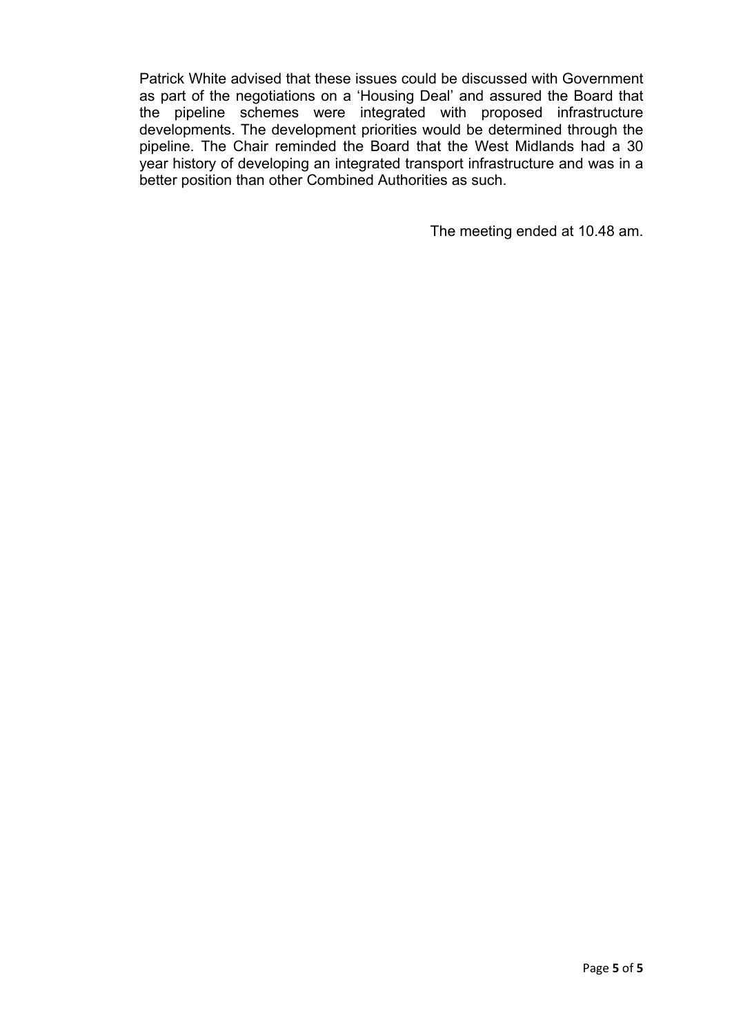Patrick White advised that these issues could be discussed with Government as part of the negotiations on a 'Housing Deal' and assured the Board that the pipeline schemes were integrated with proposed infrastructure developments. The development priorities would be determined through the pipeline. The Chair reminded the Board that the West Midlands had a 30 year history of developing an integrated transport infrastructure and was in a better position than other Combined Authorities as such.

The meeting ended at 10.48 am.